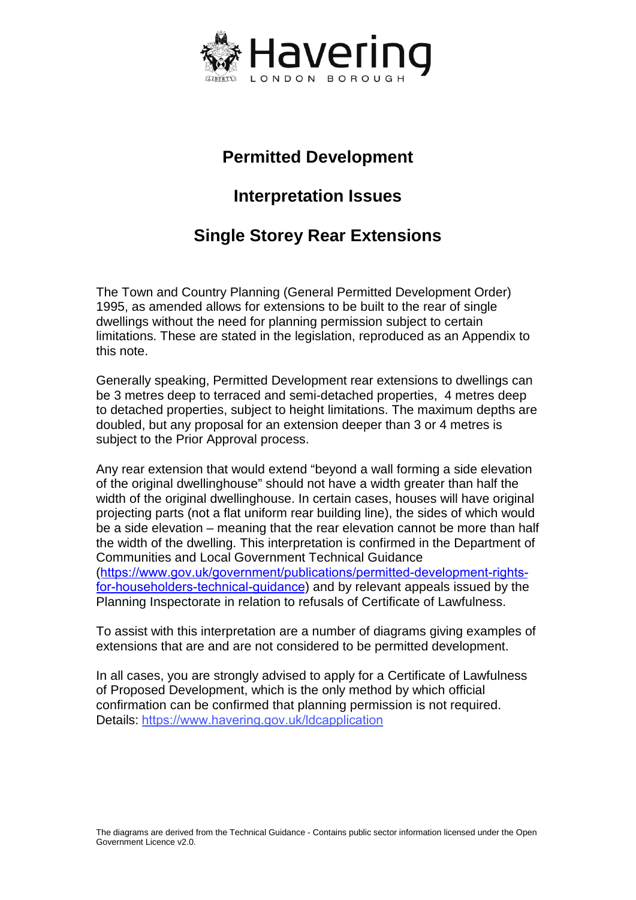Havering
LONDON BOROUGH

# Permitted Development

## Interpretation Issues

## Single Storey Rear Extensions

The Town and Country Planning (General Permitted Development Order) 1995, as amended allows for extensions to be built to the rear of single dwellings without the need for planning permission subject to certain limitations. These are stated in the legislation, reproduced as an Appendix to this note.

Generally speaking, Permitted Development rear extensions to dwellings can be 3 metres deep to terraced and semi-detached properties, 4 metres deep to detached properties, subject to height limitations. The maximum depths are doubled, but any proposal for an extension deeper than 3 or 4 metres is subject to the Prior Approval process.

Any rear extension that would extend "beyond a wall forming a side elevation of the original dwellinghouse" should not have a width greater than half the width of the original dwellinghouse. In certain cases, houses will have original projecting parts (not a flat uniform rear building line), the sides of which would be a side elevation – meaning that the rear elevation cannot be more than half the width of the dwelling. This interpretation is confirmed in the Department of Communities and Local Government Technical Guidance (https://www.gov.uk/government/publications/permitted-development-rights-for-householders-technical-guidance) and by relevant appeals issued by the Planning Inspectorate in relation to refusals of Certificate of Lawfulness.

To assist with this interpretation are a number of diagrams giving examples of extensions that are and are not considered to be permitted development.

In all cases, you are strongly advised to apply for a Certificate of Lawfulness of Proposed Development, which is the only method by which official confirmation can be confirmed that planning permission is not required. Details: https://www.havering.gov.uk/ldcapplication

The diagrams are derived from the Technical Guidance - Contains public sector information licensed under the Open Government Licence v2.0.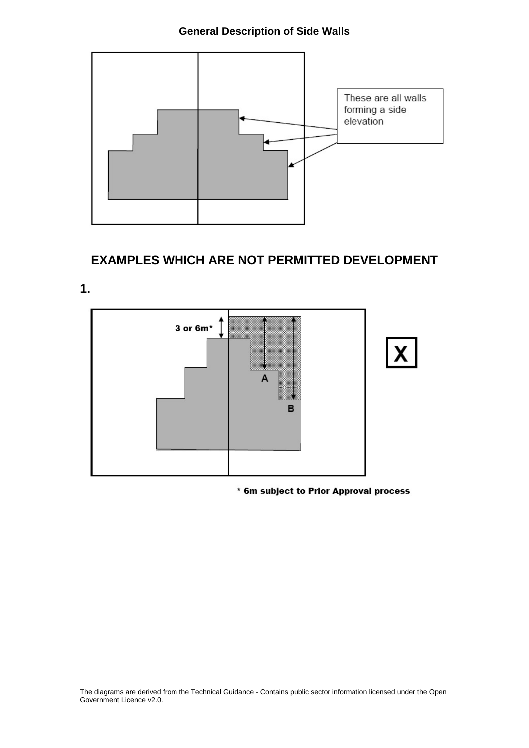## General Description of Side Walls

These are all walls forming a side elevation

# EXAMPLES WHICH ARE NOT PERMITTED DEVELOPMENT

**1.**

3 or 6m*

A

B

X

* 6m subject to Prior Approval process

The diagrams are derived from the Technical Guidance - Contains public sector information licensed under the Open Government Licence v2.0.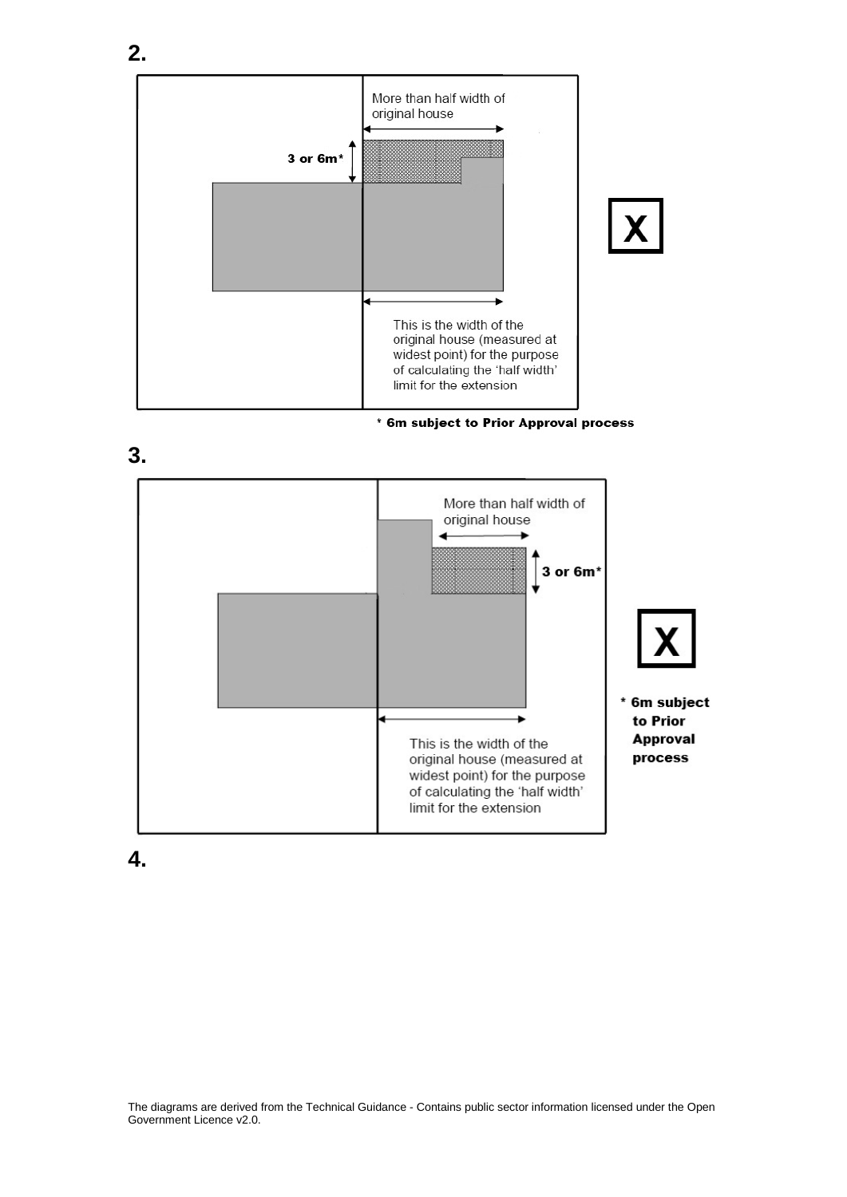**2.**

More than half width of original house

3 or 6m*

This is the width of the original house (measured at widest point) for the purpose of calculating the 'half width' limit for the extension

**X**

**\* 6m subject to Prior Approval process**

**3.**

More than half width of original house

3 or 6m*

This is the width of the original house (measured at widest point) for the purpose of calculating the 'half width' limit for the extension

**X**

**\* 6m subject to Prior Approval process**

**4.**

The diagrams are derived from the Technical Guidance - Contains public sector information licensed under the Open Government Licence v2.0.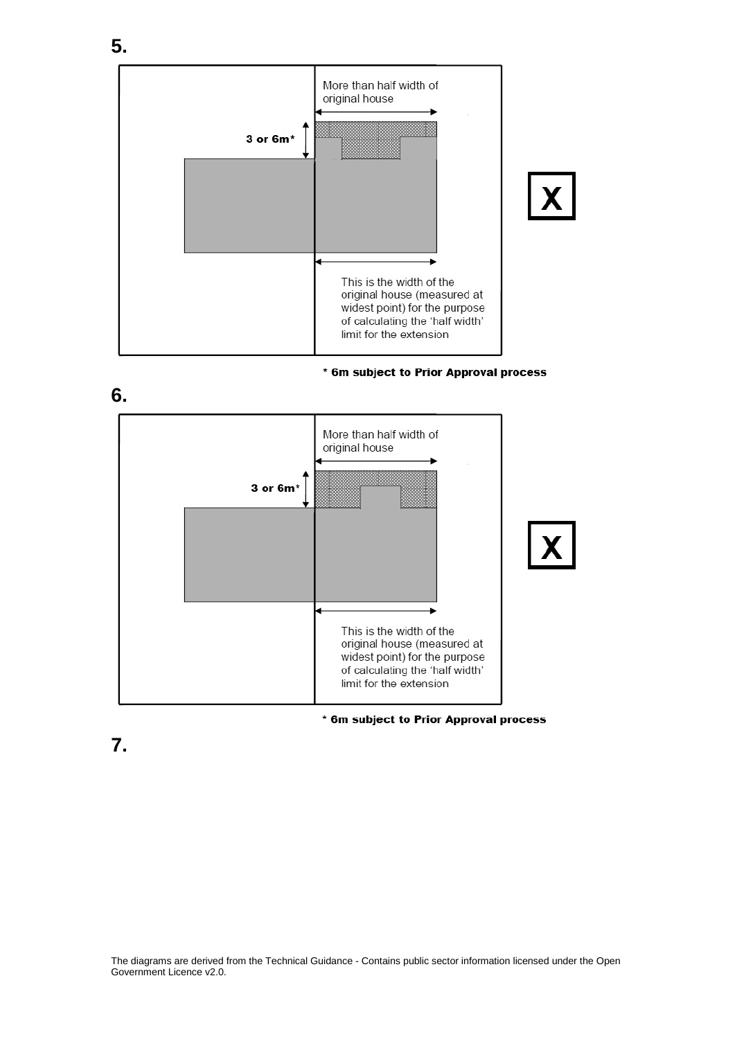**5.**

More than half width of original house

3 or 6m*

**X**

This is the width of the original house (measured at widest point) for the purpose of calculating the 'half width' limit for the extension

**\* 6m subject to Prior Approval process**

**6.**

More than half width of original house

3 or 6m*

**X**

This is the width of the original house (measured at widest point) for the purpose of calculating the 'half width' limit for the extension

**\* 6m subject to Prior Approval process**

**7.**

The diagrams are derived from the Technical Guidance - Contains public sector information licensed under the Open Government Licence v2.0.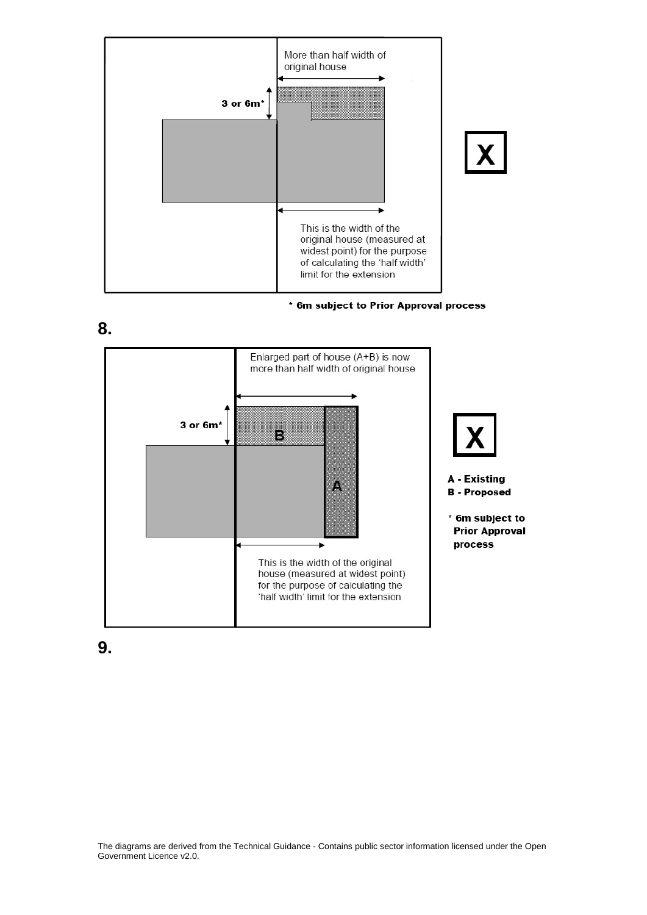More than half width of original house

3 or 6m*

**X**

This is the width of the original house (measured at widest point) for the purpose of calculating the 'half width' limit for the extension

**\* 6m subject to Prior Approval process**

**8.**

Enlarged part of house (A+B) is now more than half width of original house

3 or 6m*

B

A

**X**

**A - Existing**
**B - Proposed**

**\* 6m subject to Prior Approval process**

This is the width of the original house (measured at widest point) for the purpose of calculating the 'half width' limit for the extension

**9.**

The diagrams are derived from the Technical Guidance - Contains public sector information licensed under the Open Government Licence v2.0.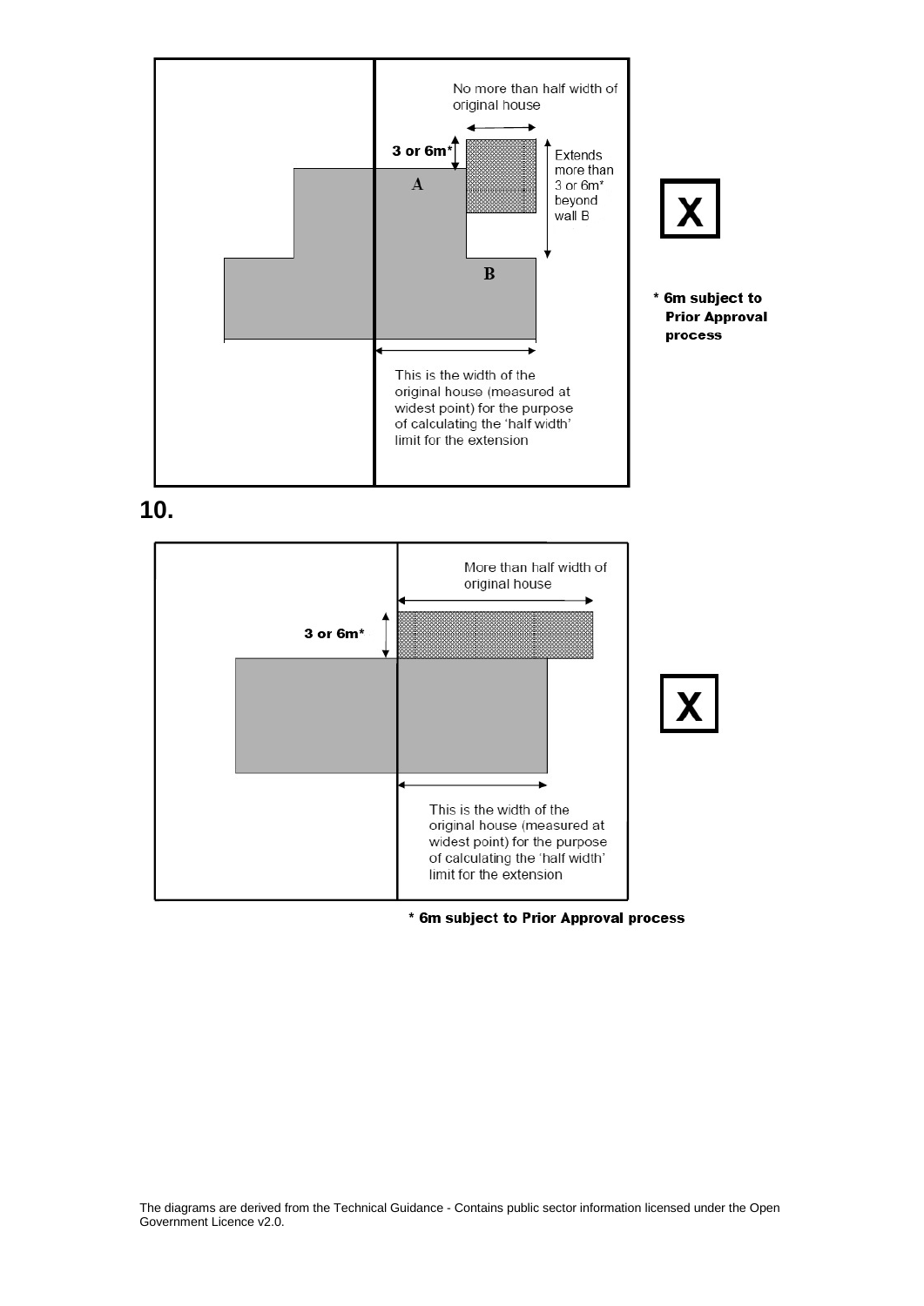No more than half width of original house

3 or 6m*

A

Extends more than 3 or 6m* beyond wall B

B

**X**

**\* 6m subject to Prior Approval process**

This is the width of the original house (measured at widest point) for the purpose of calculating the 'half width' limit for the extension

## 10.

More than half width of original house

3 or 6m*

**X**

This is the width of the original house (measured at widest point) for the purpose of calculating the 'half width' limit for the extension

**\* 6m subject to Prior Approval process**

The diagrams are derived from the Technical Guidance - Contains public sector information licensed under the Open Government Licence v2.0.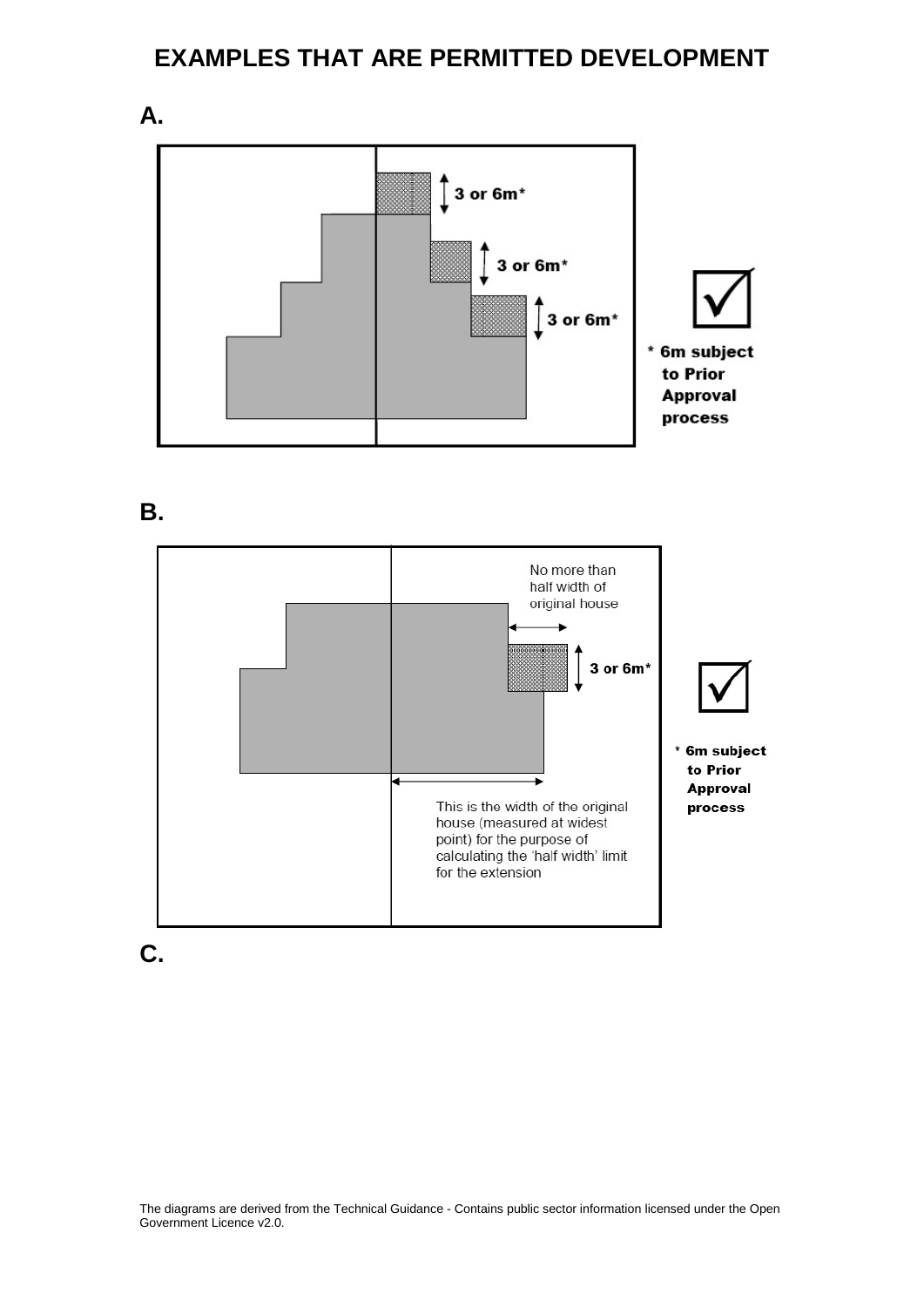# EXAMPLES THAT ARE PERMITTED DEVELOPMENT

**A.**

3 or 6m*

3 or 6m*

3 or 6m*

☑

**\* 6m subject to Prior Approval process**

**B.**

No more than half width of original house

3 or 6m*

This is the width of the original house (measured at widest point) for the purpose of calculating the 'half width' limit for the extension

☑

**\* 6m subject to Prior Approval process**

**C.**

The diagrams are derived from the Technical Guidance - Contains public sector information licensed under the Open Government Licence v2.0.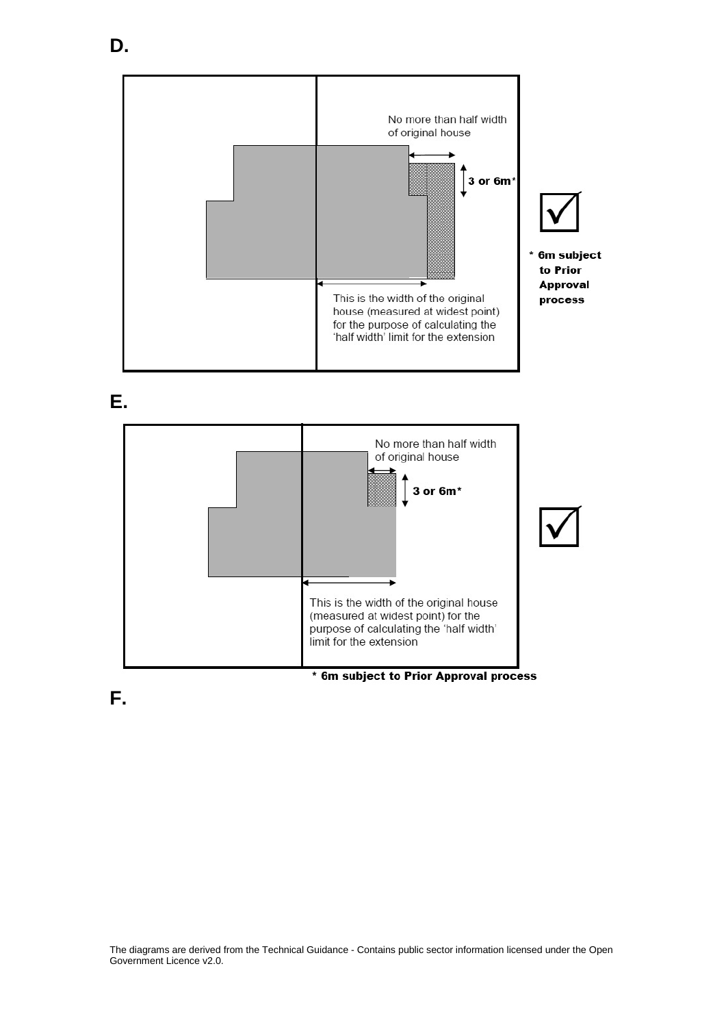**D.**

No more than half width of original house

3 or 6m*

This is the width of the original house (measured at widest point) for the purpose of calculating the 'half width' limit for the extension

* 6m subject to Prior Approval process

**E.**

No more than half width of original house

3 or 6m*

This is the width of the original house (measured at widest point) for the purpose of calculating the 'half width' limit for the extension

* 6m subject to Prior Approval process

**F.**

The diagrams are derived from the Technical Guidance - Contains public sector information licensed under the Open Government Licence v2.0.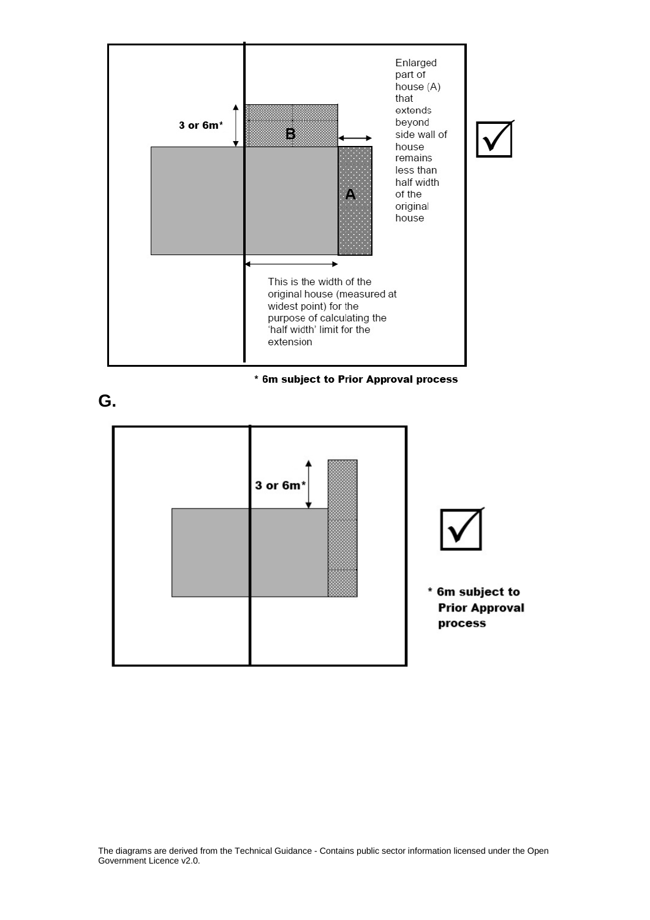3 or 6m*

B

A

Enlarged part of house (A) that extends beyond side wall of house remains less than half width of the original house

This is the width of the original house (measured at widest point) for the purpose of calculating the 'half width' limit for the extension

✓

**\* 6m subject to Prior Approval process**

**G.**

3 or 6m*

✓

**\* 6m subject to Prior Approval process**

The diagrams are derived from the Technical Guidance - Contains public sector information licensed under the Open Government Licence v2.0.